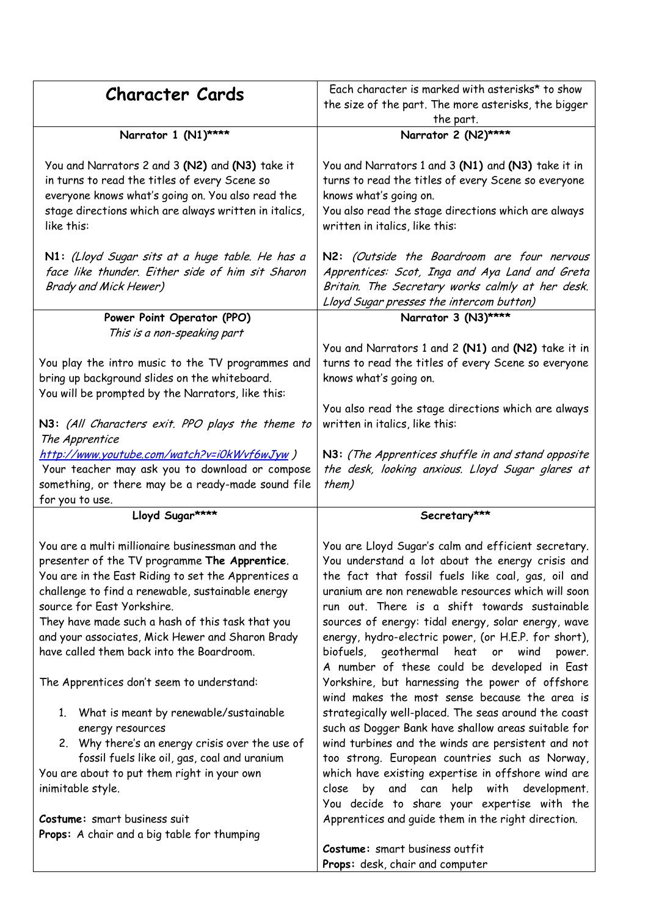| Character Cards | Each character is marked with asterisks* to show the size of the part. The more asterisks, the bigger the part. |
|---|---|
| **Narrator 1 (N1)\*\*\*\***<br><br>You and Narrators 2 and 3 **(N2)** and **(N3)** take it in turns to read the titles of every Scene so everyone knows what's going on. You also read the stage directions which are always written in italics, like this:<br><br>**N1:** *(Lloyd Sugar sits at a huge table. He has a face like thunder. Either side of him sit Sharon Brady and Mick Hewer)* | **Narrator 2 (N2)\*\*\*\***<br><br>You and Narrators 1 and 3 **(N1)** and **(N3)** take it in turns to read the titles of every Scene so everyone knows what's going on.<br>You also read the stage directions which are always written in italics, like this:<br><br>**N2:** *(Outside the Boardroom are four nervous Apprentices: Scot, Inga and Aya Land and Greta Britain. The Secretary works calmly at her desk. Lloyd Sugar presses the intercom button)* |
| **Power Point Operator (PPO)**<br>*This is a non-speaking part*<br><br>You play the intro music to the TV programmes and bring up background slides on the whiteboard.<br>You will be prompted by the Narrators, like this:<br><br>**N3:** *(All Characters exit. PPO plays the theme to The Apprentice* http://www.youtube.com/watch?v=i0kWvf6wJyw *)*<br>Your teacher may ask you to download or compose something, or there may be a ready-made sound file for you to use. | **Narrator 3 (N3)\*\*\*\***<br><br>You and Narrators 1 and 2 **(N1)** and **(N2)** take it in turns to read the titles of every Scene so everyone knows what's going on.<br><br>You also read the stage directions which are always written in italics, like this:<br><br>**N3:** *(The Apprentices shuffle in and stand opposite the desk, looking anxious. Lloyd Sugar glares at them)* |
| **Lloyd Sugar\*\*\*\***<br><br>You are a multi millionaire businessman and the presenter of the TV programme **The Apprentice**. You are in the East Riding to set the Apprentices a challenge to find a renewable, sustainable energy source for East Yorkshire.<br>They have made such a hash of this task that you and your associates, Mick Hewer and Sharon Brady have called them back into the Boardroom.<br><br>The Apprentices don't seem to understand:<br><br>1. What is meant by renewable/sustainable energy resources<br>2. Why there's an energy crisis over the use of fossil fuels like oil, gas, coal and uranium<br><br>You are about to put them right in your own inimitable style.<br><br>**Costume:** smart business suit<br>**Props:** A chair and a big table for thumping | **Secretary\*\*\***<br><br>You are Lloyd Sugar's calm and efficient secretary. You understand a lot about the energy crisis and the fact that fossil fuels like coal, gas, oil and uranium are non renewable resources which will soon run out. There is a shift towards sustainable sources of energy: tidal energy, solar energy, wave energy, hydro-electric power, (or H.E.P. for short), biofuels, geothermal heat or wind power. A number of these could be developed in East Yorkshire, but harnessing the power of offshore wind makes the most sense because the area is strategically well-placed. The seas around the coast such as Dogger Bank have shallow areas suitable for wind turbines and the winds are persistent and not too strong. European countries such as Norway, which have existing expertise in offshore wind are close by and can help with development. You decide to share your expertise with the Apprentices and guide them in the right direction.<br><br>**Costume:** smart business outfit<br>**Props:** desk, chair and computer |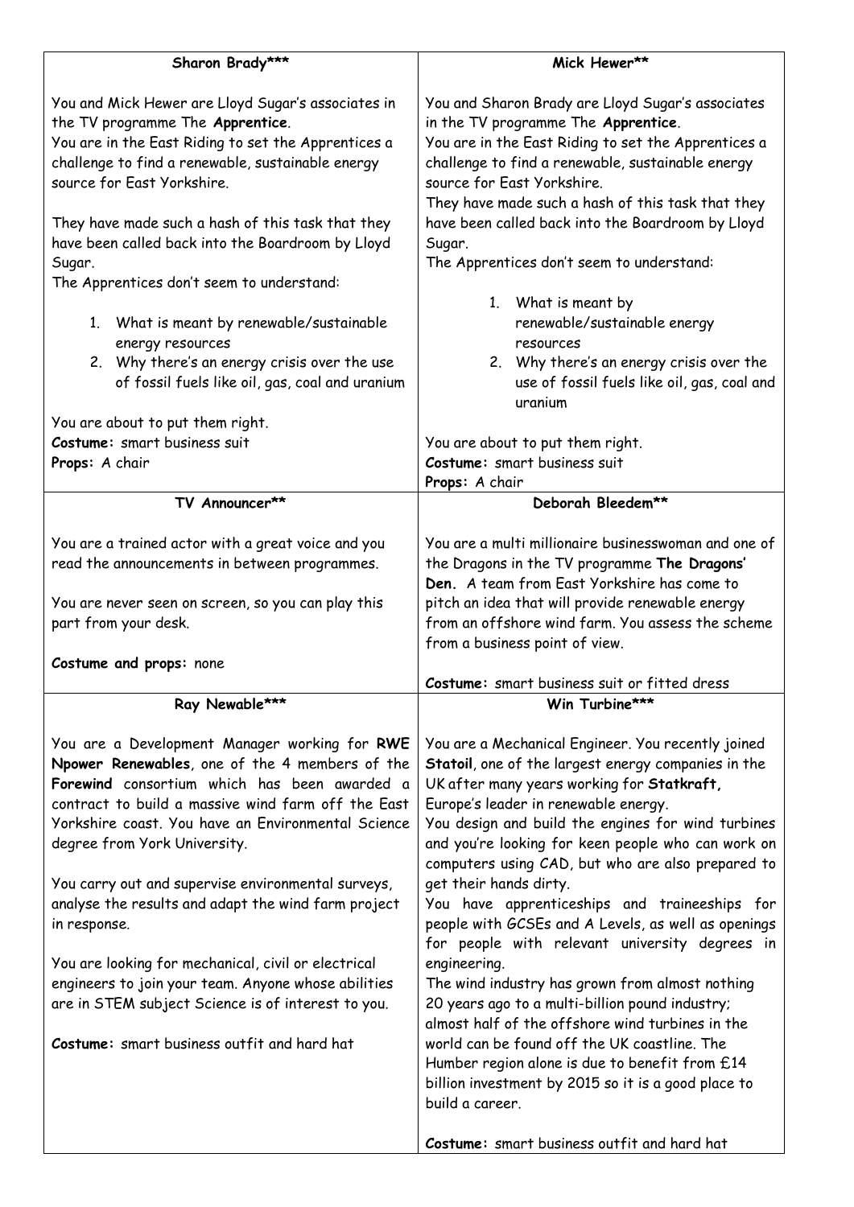| Sharon Brady*** | Mick Hewer** |
|---|---|
| You and Mick Hewer are Lloyd Sugar's associates in the TV programme The **Apprentice**.<br>You are in the East Riding to set the Apprentices a challenge to find a renewable, sustainable energy source for East Yorkshire.<br><br>They have made such a hash of this task that they have been called back into the Boardroom by Lloyd Sugar.<br>The Apprentices don't seem to understand:<br><br>1. What is meant by renewable/sustainable energy resources<br>2. Why there's an energy crisis over the use of fossil fuels like oil, gas, coal and uranium<br><br>You are about to put them right.<br>**Costume:** smart business suit<br>**Props:** A chair | You and Sharon Brady are Lloyd Sugar's associates in the TV programme The **Apprentice**.<br>You are in the East Riding to set the Apprentices a challenge to find a renewable, sustainable energy source for East Yorkshire.<br>They have made such a hash of this task that they have been called back into the Boardroom by Lloyd Sugar.<br>The Apprentices don't seem to understand:<br><br>1. What is meant by renewable/sustainable energy resources<br>2. Why there's an energy crisis over the use of fossil fuels like oil, gas, coal and uranium<br><br>You are about to put them right.<br>**Costume:** smart business suit<br>**Props:** A chair |
| **TV Announcer**** | **Deborah Bleedem**** |
| You are a trained actor with a great voice and you read the announcements in between programmes.<br><br>You are never seen on screen, so you can play this part from your desk.<br><br>**Costume and props:** none | You are a multi millionaire businesswoman and one of the Dragons in the TV programme **The Dragons' Den.** A team from East Yorkshire has come to pitch an idea that will provide renewable energy from an offshore wind farm. You assess the scheme from a business point of view.<br><br>**Costume:** smart business suit or fitted dress |
| **Ray Newable***** | **Win Turbine***** |
| You are a Development Manager working for **RWE Npower Renewables**, one of the 4 members of the **Forewind** consortium which has been awarded a contract to build a massive wind farm off the East Yorkshire coast. You have an Environmental Science degree from York University.<br><br>You carry out and supervise environmental surveys, analyse the results and adapt the wind farm project in response.<br><br>You are looking for mechanical, civil or electrical engineers to join your team. Anyone whose abilities are in STEM subject Science is of interest to you.<br><br>**Costume:** smart business outfit and hard hat | You are a Mechanical Engineer. You recently joined **Statoil**, one of the largest energy companies in the UK after many years working for **Statkraft,** Europe's leader in renewable energy.<br>You design and build the engines for wind turbines and you're looking for keen people who can work on computers using CAD, but who are also prepared to get their hands dirty.<br>You have apprenticeships and traineeships for people with GCSEs and A Levels, as well as openings for people with relevant university degrees in engineering.<br>The wind industry has grown from almost nothing 20 years ago to a multi-billion pound industry; almost half of the offshore wind turbines in the world can be found off the UK coastline. The Humber region alone is due to benefit from £14 billion investment by 2015 so it is a good place to build a career.<br><br>**Costume:** smart business outfit and hard hat |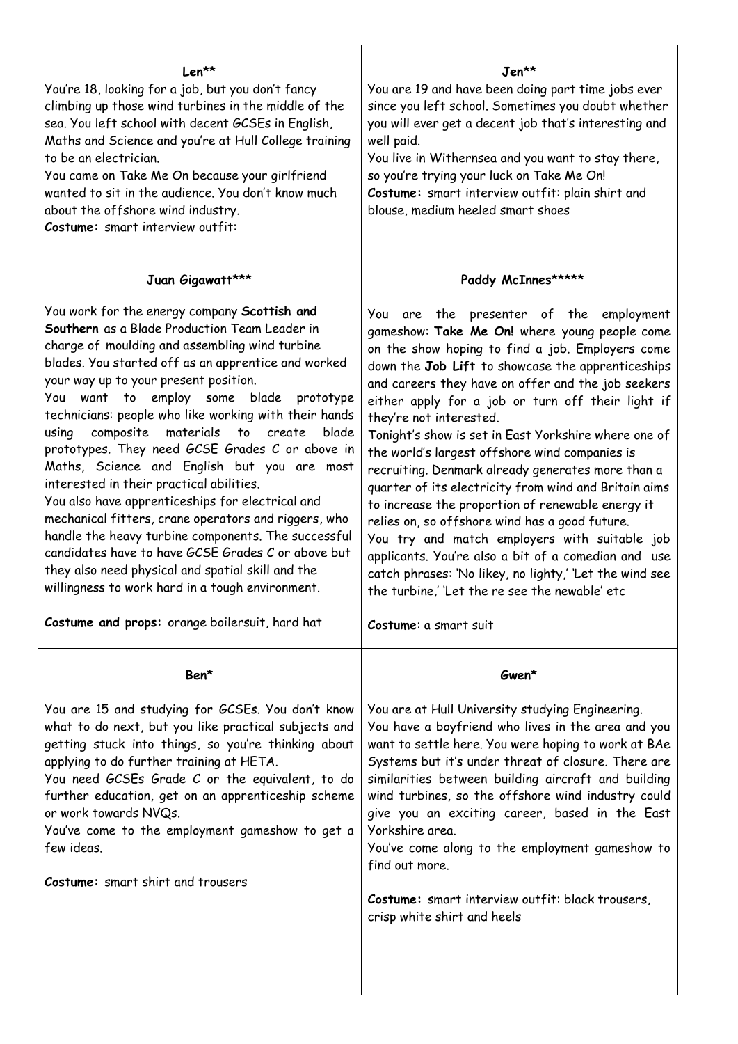### Len**

You're 18, looking for a job, but you don't fancy climbing up those wind turbines in the middle of the sea. You left school with decent GCSEs in English, Maths and Science and you're at Hull College training to be an electrician.

You came on Take Me On because your girlfriend wanted to sit in the audience. You don't know much about the offshore wind industry.

**Costume:** smart interview outfit:

### Jen**

You are 19 and have been doing part time jobs ever since you left school. Sometimes you doubt whether you will ever get a decent job that's interesting and well paid.

You live in Withernsea and you want to stay there, so you're trying your luck on Take Me On!

**Costume:** smart interview outfit: plain shirt and blouse, medium heeled smart shoes

### Juan Gigawatt***

You work for the energy company **Scottish and Southern** as a Blade Production Team Leader in charge of moulding and assembling wind turbine blades. You started off as an apprentice and worked your way up to your present position.

You want to employ some blade prototype technicians: people who like working with their hands using composite materials to create blade prototypes. They need GCSE Grades C or above in Maths, Science and English but you are most interested in their practical abilities.

You also have apprenticeships for electrical and mechanical fitters, crane operators and riggers, who handle the heavy turbine components. The successful candidates have to have GCSE Grades C or above but they also need physical and spatial skill and the willingness to work hard in a tough environment.

**Costume and props:** orange boilersuit, hard hat

### Paddy McInnes*****

You are the presenter of the employment gameshow: **Take Me On!** where young people come on the show hoping to find a job. Employers come down the **Job Lift** to showcase the apprenticeships and careers they have on offer and the job seekers either apply for a job or turn off their light if they're not interested.

Tonight's show is set in East Yorkshire where one of the world's largest offshore wind companies is recruiting. Denmark already generates more than a quarter of its electricity from wind and Britain aims to increase the proportion of renewable energy it relies on, so offshore wind has a good future.

You try and match employers with suitable job applicants. You're also a bit of a comedian and use catch phrases: 'No likey, no lighty,' 'Let the wind see the turbine,' 'Let the re see the newable' etc

**Costume**: a smart suit

### Ben*

You are 15 and studying for GCSEs. You don't know what to do next, but you like practical subjects and getting stuck into things, so you're thinking about applying to do further training at HETA.

You need GCSEs Grade C or the equivalent, to do further education, get on an apprenticeship scheme or work towards NVQs.

You've come to the employment gameshow to get a few ideas.

**Costume:** smart shirt and trousers

### Gwen*

You are at Hull University studying Engineering.

You have a boyfriend who lives in the area and you want to settle here. You were hoping to work at BAe Systems but it's under threat of closure. There are similarities between building aircraft and building wind turbines, so the offshore wind industry could give you an exciting career, based in the East Yorkshire area.

You've come along to the employment gameshow to find out more.

**Costume:** smart interview outfit: black trousers, crisp white shirt and heels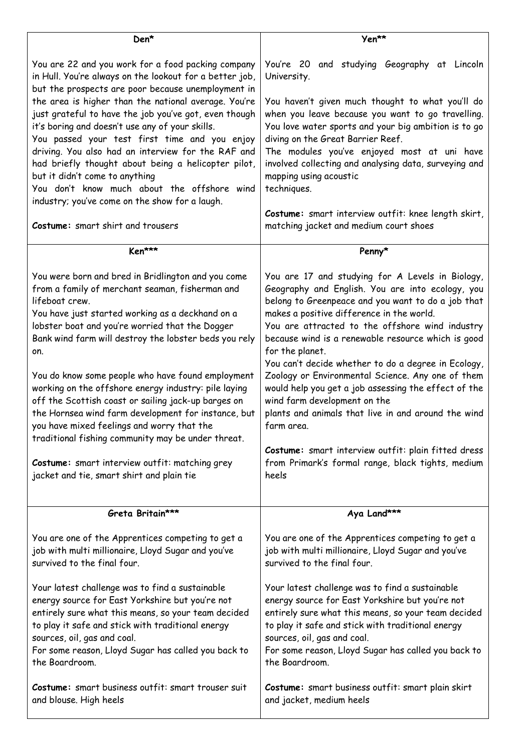| Den* | Yen** |
|---|---|
| You are 22 and you work for a food packing company in Hull. You're always on the lookout for a better job, but the prospects are poor because unemployment in the area is higher than the national average. You're just grateful to have the job you've got, even though it's boring and doesn't use any of your skills.<br>You passed your test first time and you enjoy driving. You also had an interview for the RAF and had briefly thought about being a helicopter pilot, but it didn't come to anything<br>You don't know much about the offshore wind industry; you've come on the show for a laugh.<br><br>**Costume:** smart shirt and trousers | You're 20 and studying Geography at Lincoln University.<br><br>You haven't given much thought to what you'll do when you leave because you want to go travelling. You love water sports and your big ambition is to go diving on the Great Barrier Reef.<br>The modules you've enjoyed most at uni have involved collecting and analysing data, surveying and mapping using acoustic techniques.<br><br>**Costume:** smart interview outfit: knee length skirt, matching jacket and medium court shoes |
| **Ken*** ** | **Penny*** |
| You were born and bred in Bridlington and you come from a family of merchant seaman, fisherman and lifeboat crew.<br>You have just started working as a deckhand on a lobster boat and you're worried that the Dogger Bank wind farm will destroy the lobster beds you rely on.<br><br>You do know some people who have found employment working on the offshore energy industry: pile laying off the Scottish coast or sailing jack-up barges on the Hornsea wind farm development for instance, but you have mixed feelings and worry that the traditional fishing community may be under threat.<br><br>**Costume:** smart interview outfit: matching grey jacket and tie, smart shirt and plain tie | You are 17 and studying for A Levels in Biology, Geography and English. You are into ecology, you belong to Greenpeace and you want to do a job that makes a positive difference in the world.<br>You are attracted to the offshore wind industry because wind is a renewable resource which is good for the planet.<br>You can't decide whether to do a degree in Ecology, Zoology or Environmental Science. Any one of them would help you get a job assessing the effect of the wind farm development on the plants and animals that live in and around the wind farm area.<br><br>**Costume:** smart interview outfit: plain fitted dress from Primark's formal range, black tights, medium heels |
| **Greta Britain*** ** | **Aya Land*** ** |
| You are one of the Apprentices competing to get a job with multi millionaire, Lloyd Sugar and you've survived to the final four.<br><br>Your latest challenge was to find a sustainable energy source for East Yorkshire but you're not entirely sure what this means, so your team decided to play it safe and stick with traditional energy sources, oil, gas and coal.<br>For some reason, Lloyd Sugar has called you back to the Boardroom.<br><br>**Costume:** smart business outfit: smart trouser suit and blouse. High heels | You are one of the Apprentices competing to get a job with multi millionaire, Lloyd Sugar and you've survived to the final four.<br><br>Your latest challenge was to find a sustainable energy source for East Yorkshire but you're not entirely sure what this means, so your team decided to play it safe and stick with traditional energy sources, oil, gas and coal.<br>For some reason, Lloyd Sugar has called you back to the Boardroom.<br><br>**Costume:** smart business outfit: smart plain skirt and jacket, medium heels |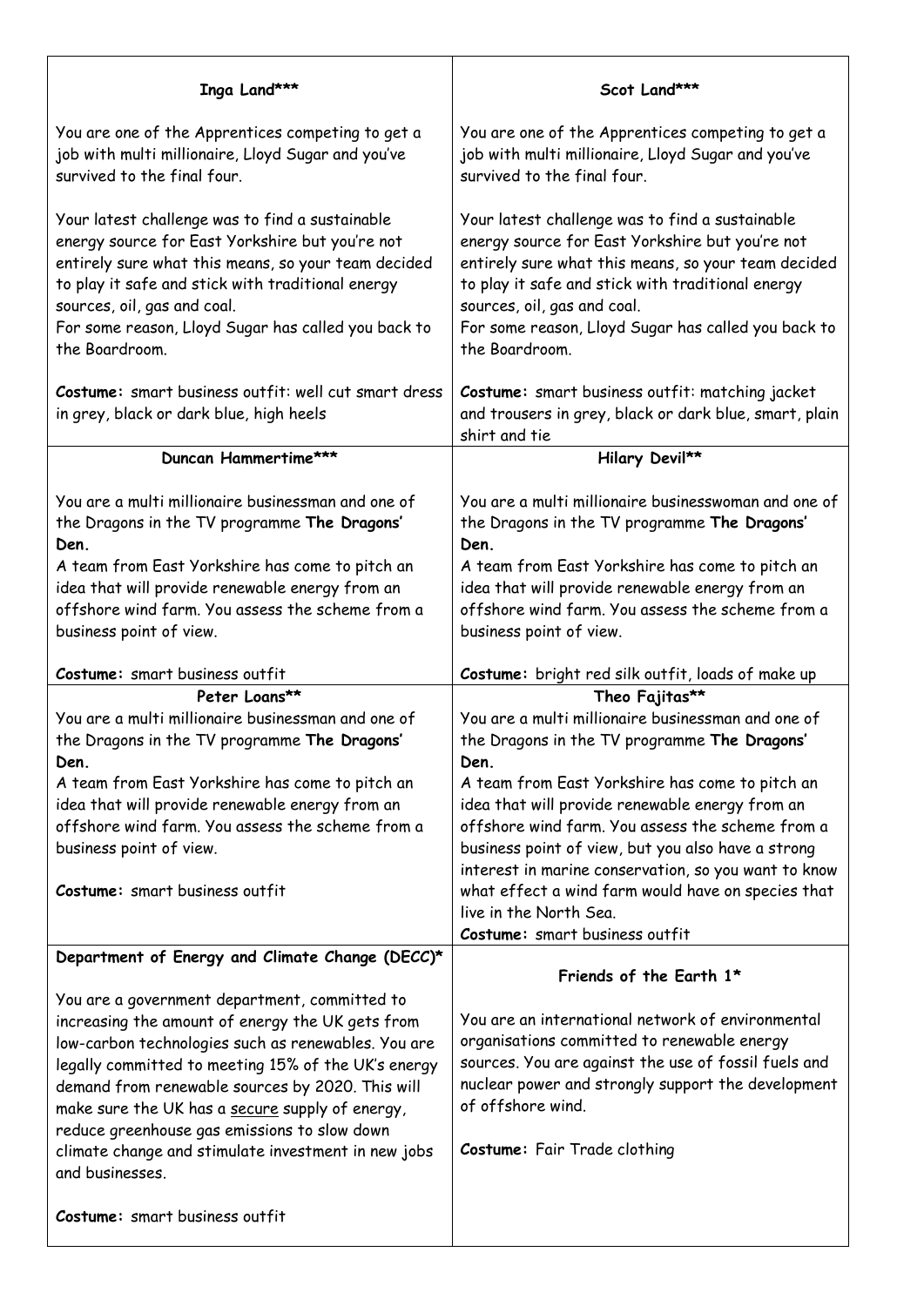| Inga Land*** | Scot Land*** |
|---|---|
| You are one of the Apprentices competing to get a job with multi millionaire, Lloyd Sugar and you've survived to the final four.<br><br>Your latest challenge was to find a sustainable energy source for East Yorkshire but you're not entirely sure what this means, so your team decided to play it safe and stick with traditional energy sources, oil, gas and coal.<br>For some reason, Lloyd Sugar has called you back to the Boardroom.<br><br>**Costume:** smart business outfit: well cut smart dress in grey, black or dark blue, high heels | You are one of the Apprentices competing to get a job with multi millionaire, Lloyd Sugar and you've survived to the final four.<br><br>Your latest challenge was to find a sustainable energy source for East Yorkshire but you're not entirely sure what this means, so your team decided to play it safe and stick with traditional energy sources, oil, gas and coal.<br>For some reason, Lloyd Sugar has called you back to the Boardroom.<br><br>**Costume:** smart business outfit: matching jacket and trousers in grey, black or dark blue, smart, plain shirt and tie |
| **Duncan Hammertime***** | **Hilary Devil**** |
| You are a multi millionaire businessman and one of the Dragons in the TV programme **The Dragons' Den.**<br>A team from East Yorkshire has come to pitch an idea that will provide renewable energy from an offshore wind farm. You assess the scheme from a business point of view.<br><br>**Costume:** smart business outfit | You are a multi millionaire businesswoman and one of the Dragons in the TV programme **The Dragons' Den.**<br>A team from East Yorkshire has come to pitch an idea that will provide renewable energy from an offshore wind farm. You assess the scheme from a business point of view.<br><br>**Costume:** bright red silk outfit, loads of make up |
| **Peter Loans**** | **Theo Fajitas**** |
| You are a multi millionaire businessman and one of the Dragons in the TV programme **The Dragons' Den.**<br>A team from East Yorkshire has come to pitch an idea that will provide renewable energy from an offshore wind farm. You assess the scheme from a business point of view.<br><br>**Costume:** smart business outfit | You are a multi millionaire businessman and one of the Dragons in the TV programme **The Dragons' Den.**<br>A team from East Yorkshire has come to pitch an idea that will provide renewable energy from an offshore wind farm. You assess the scheme from a business point of view, but you also have a strong interest in marine conservation, so you want to know what effect a wind farm would have on species that live in the North Sea.<br>**Costume:** smart business outfit |
| **Department of Energy and Climate Change (DECC)*** | **Friends of the Earth 1*** |
| You are a government department, committed to increasing the amount of energy the UK gets from low-carbon technologies such as renewables. You are legally committed to meeting 15% of the UK's energy demand from renewable sources by 2020. This will make sure the UK has a <u>secure</u> supply of energy, reduce greenhouse gas emissions to slow down climate change and stimulate investment in new jobs and businesses.<br><br>**Costume:** smart business outfit | You are an international network of environmental organisations committed to renewable energy sources. You are against the use of fossil fuels and nuclear power and strongly support the development of offshore wind.<br><br>**Costume:** Fair Trade clothing |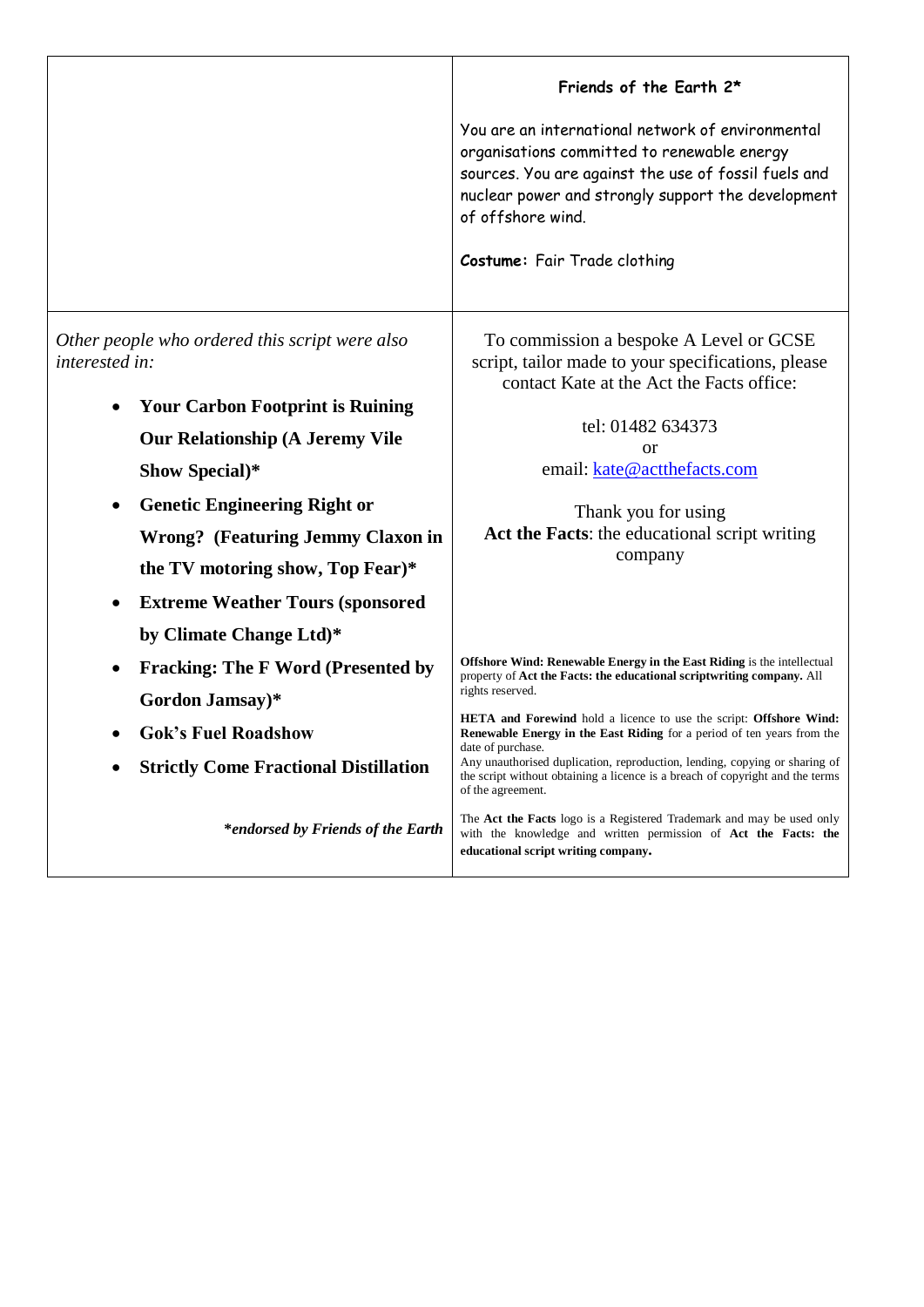**Friends of the Earth 2***

You are an international network of environmental organisations committed to renewable energy sources. You are against the use of fossil fuels and nuclear power and strongly support the development of offshore wind.

**Costume:** Fair Trade clothing

*Other people who ordered this script were also interested in:*

- **Your Carbon Footprint is Ruining Our Relationship (A Jeremy Vile Show Special)***
- **Genetic Engineering Right or Wrong? (Featuring Jemmy Claxon in the TV motoring show, Top Fear)***
- **Extreme Weather Tours (sponsored by Climate Change Ltd)***
- **Fracking: The F Word (Presented by Gordon Jamsay)***
- **Gok's Fuel Roadshow**
- **Strictly Come Fractional Distillation**

***endorsed by Friends of the Earth***

To commission a bespoke A Level or GCSE script, tailor made to your specifications, please contact Kate at the Act the Facts office:

tel: 01482 634373
or
email: kate@actthefacts.com

Thank you for using
**Act the Facts**: the educational script writing company

**Offshore Wind: Renewable Energy in the East Riding** is the intellectual property of **Act the Facts: the educational scriptwriting company.** All rights reserved.

**HETA and Forewind** hold a licence to use the script: **Offshore Wind: Renewable Energy in the East Riding** for a period of ten years from the date of purchase.
Any unauthorised duplication, reproduction, lending, copying or sharing of the script without obtaining a licence is a breach of copyright and the terms of the agreement.

The **Act the Facts** logo is a Registered Trademark and may be used only with the knowledge and written permission of **Act the Facts: the educational script writing company.**